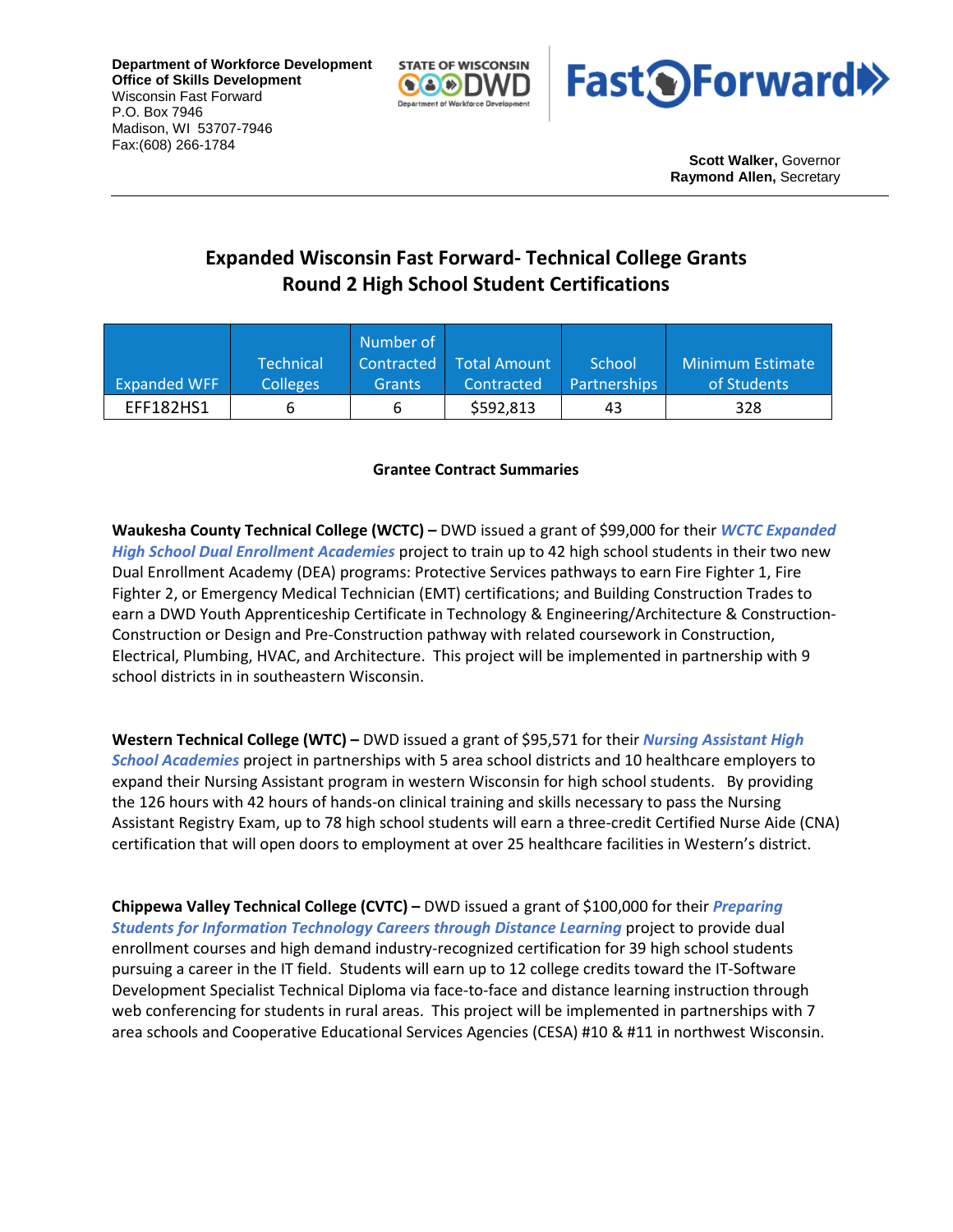**Department of Workforce Development**
**Office of Skills Development**
Wisconsin Fast Forward
P.O. Box 7946
Madison, WI 53707-7946
Fax:(608) 266-1784

STATE OF WISCONSIN DWD Department of Workforce Development

Fast Forward

**Scott Walker,** Governor
**Raymond Allen,** Secretary

## Expanded Wisconsin Fast Forward- Technical College Grants
## Round 2 High School Student Certifications

| Expanded WFF | Technical Colleges | Number of Contracted Grants | Total Amount Contracted | School Partnerships | Minimum Estimate of Students |
|---|---|---|---|---|---|
| EFF182HS1 | 6 | 6 | $592,813 | 43 | 328 |

**Grantee Contract Summaries**

**Waukesha County Technical College (WCTC) –** DWD issued a grant of $99,000 for their ***WCTC Expanded High School Dual Enrollment Academies*** project to train up to 42 high school students in their two new Dual Enrollment Academy (DEA) programs: Protective Services pathways to earn Fire Fighter 1, Fire Fighter 2, or Emergency Medical Technician (EMT) certifications; and Building Construction Trades to earn a DWD Youth Apprenticeship Certificate in Technology & Engineering/Architecture & Construction-Construction or Design and Pre-Construction pathway with related coursework in Construction, Electrical, Plumbing, HVAC, and Architecture. This project will be implemented in partnership with 9 school districts in in southeastern Wisconsin.

**Western Technical College (WTC) –** DWD issued a grant of $95,571 for their ***Nursing Assistant High School Academies*** project in partnerships with 5 area school districts and 10 healthcare employers to expand their Nursing Assistant program in western Wisconsin for high school students. By providing the 126 hours with 42 hours of hands-on clinical training and skills necessary to pass the Nursing Assistant Registry Exam, up to 78 high school students will earn a three-credit Certified Nurse Aide (CNA) certification that will open doors to employment at over 25 healthcare facilities in Western's district.

**Chippewa Valley Technical College (CVTC) –** DWD issued a grant of $100,000 for their ***Preparing Students for Information Technology Careers through Distance Learning*** project to provide dual enrollment courses and high demand industry-recognized certification for 39 high school students pursuing a career in the IT field. Students will earn up to 12 college credits toward the IT-Software Development Specialist Technical Diploma via face-to-face and distance learning instruction through web conferencing for students in rural areas. This project will be implemented in partnerships with 7 area schools and Cooperative Educational Services Agencies (CESA) #10 & #11 in northwest Wisconsin.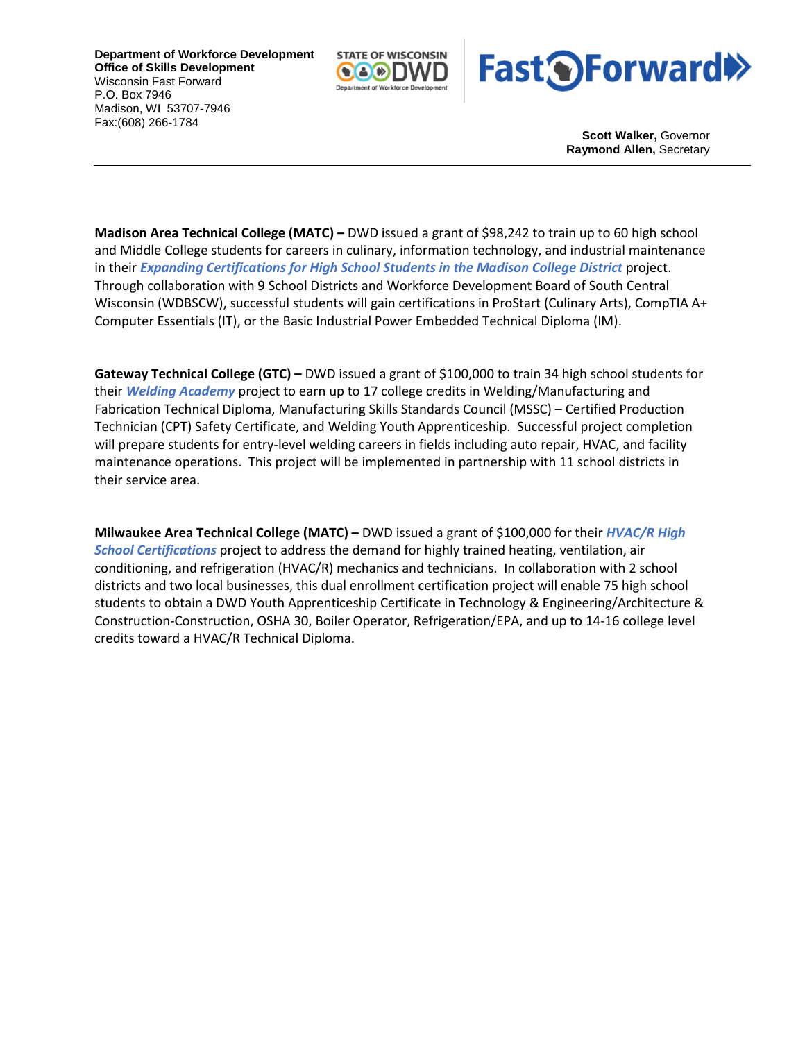Department of Workforce Development
**Office of Skills Development**
Wisconsin Fast Forward
P.O. Box 7946
Madison, WI 53707-7946
Fax:(608) 266-1784

**Scott Walker,** Governor
**Raymond Allen,** Secretary

---

**Madison Area Technical College (MATC) –** DWD issued a grant of $98,242 to train up to 60 high school and Middle College students for careers in culinary, information technology, and industrial maintenance in their ***Expanding Certifications for High School Students in the Madison College District*** project. Through collaboration with 9 School Districts and Workforce Development Board of South Central Wisconsin (WDBSCW), successful students will gain certifications in ProStart (Culinary Arts), CompTIA A+ Computer Essentials (IT), or the Basic Industrial Power Embedded Technical Diploma (IM).

**Gateway Technical College (GTC) –** DWD issued a grant of $100,000 to train 34 high school students for their ***Welding Academy*** project to earn up to 17 college credits in Welding/Manufacturing and Fabrication Technical Diploma, Manufacturing Skills Standards Council (MSSC) – Certified Production Technician (CPT) Safety Certificate, and Welding Youth Apprenticeship. Successful project completion will prepare students for entry-level welding careers in fields including auto repair, HVAC, and facility maintenance operations. This project will be implemented in partnership with 11 school districts in their service area.

**Milwaukee Area Technical College (MATC) –** DWD issued a grant of $100,000 for their ***HVAC/R High School Certifications*** project to address the demand for highly trained heating, ventilation, air conditioning, and refrigeration (HVAC/R) mechanics and technicians. In collaboration with 2 school districts and two local businesses, this dual enrollment certification project will enable 75 high school students to obtain a DWD Youth Apprenticeship Certificate in Technology & Engineering/Architecture & Construction-Construction, OSHA 30, Boiler Operator, Refrigeration/EPA, and up to 14-16 college level credits toward a HVAC/R Technical Diploma.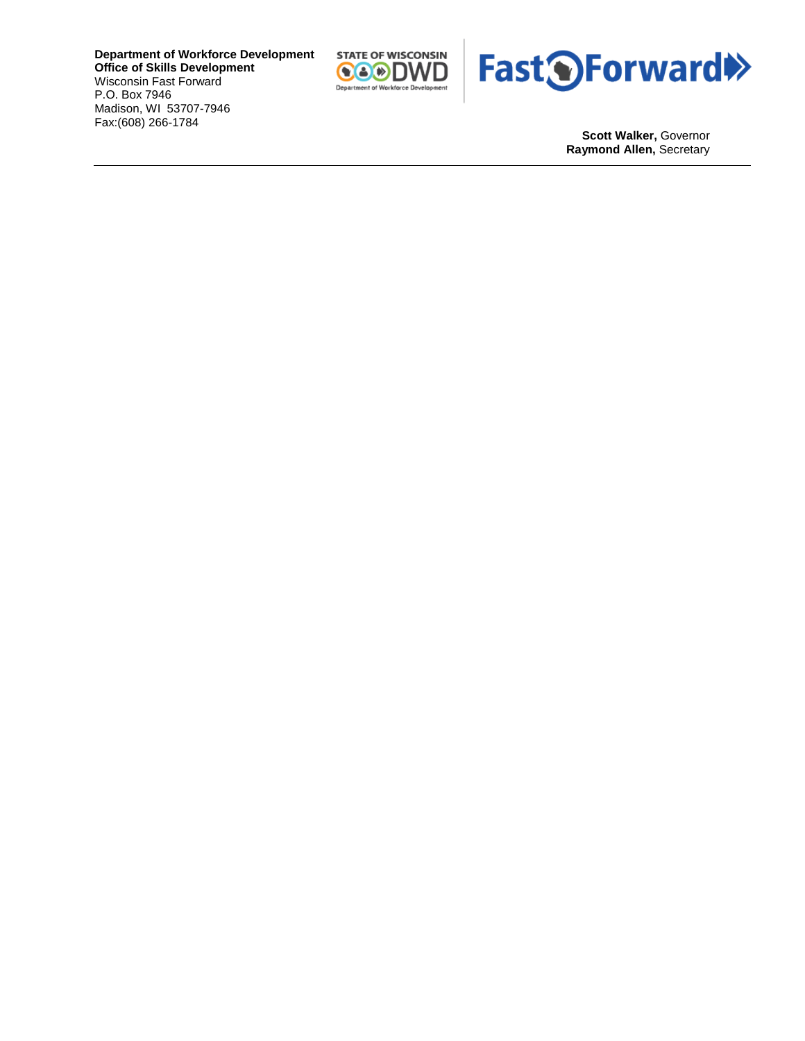**Department of Workforce Development**
**Office of Skills Development**
Wisconsin Fast Forward
P.O. Box 7946
Madison, WI 53707-7946
Fax:(608) 266-1784

STATE OF WISCONSIN DWD
Department of Workforce Development

Fast Forward

**Scott Walker,** Governor
**Raymond Allen,** Secretary

---